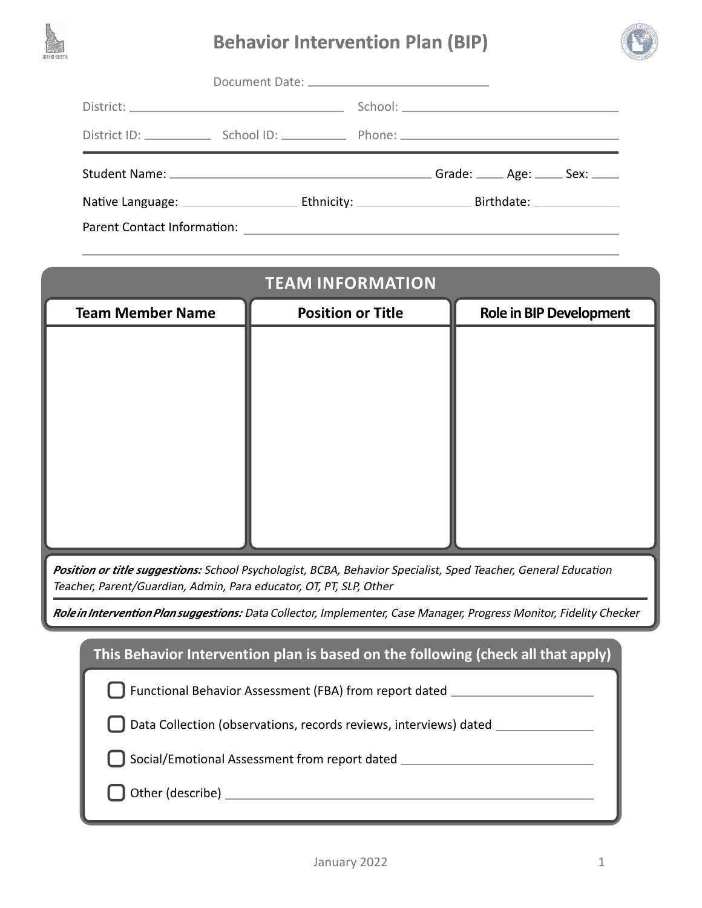# Behavior Intervention Plan (BIP)

Document Date: ____________________

District: ____________________ School: ____________________

District ID: __________ School ID: __________ Phone: ____________________

Student Name: ____________________ Grade: ____ Age: ____ Sex: ____

Native Language: ____________ Ethnicity: ____________ Birthdate: ____________

Parent Contact Information: ____________________

## TEAM INFORMATION

| Team Member Name | Position or Title | Role in BIP Development |
|---|---|---|
| | | |

***Position or title suggestions:*** *School Psychologist, BCBA, Behavior Specialist, Sped Teacher, General Education Teacher, Parent/Guardian, Admin, Para educator, OT, PT, SLP, Other*

***Role in Intervention Plan suggestions:*** *Data Collector, Implementer, Case Manager, Progress Monitor, Fidelity Checker*

## This Behavior Intervention plan is based on the following (check all that apply)

- ☐ Functional Behavior Assessment (FBA) from report dated ____________________
- ☐ Data Collection (observations, records reviews, interviews) dated ____________
- ☐ Social/Emotional Assessment from report dated ____________________
- ☐ Other (describe) ____________________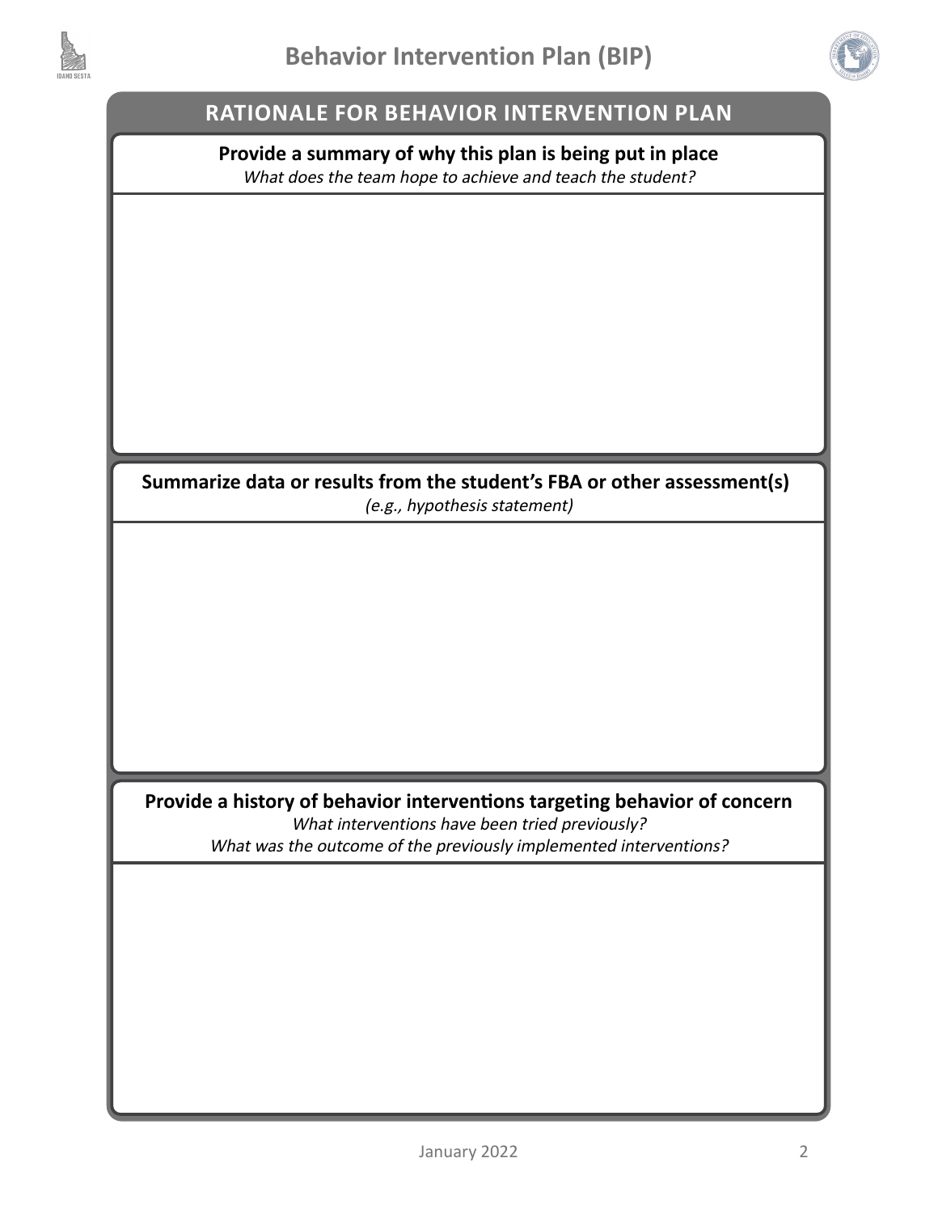# Behavior Intervention Plan (BIP)

## RATIONALE FOR BEHAVIOR INTERVENTION PLAN

**Provide a summary of why this plan is being put in place**

*What does the team hope to achieve and teach the student?*

**Summarize data or results from the student's FBA or other assessment(s)**

*(e.g., hypothesis statement)*

**Provide a history of behavior interventions targeting behavior of concern**

*What interventions have been tried previously?*

*What was the outcome of the previously implemented interventions?*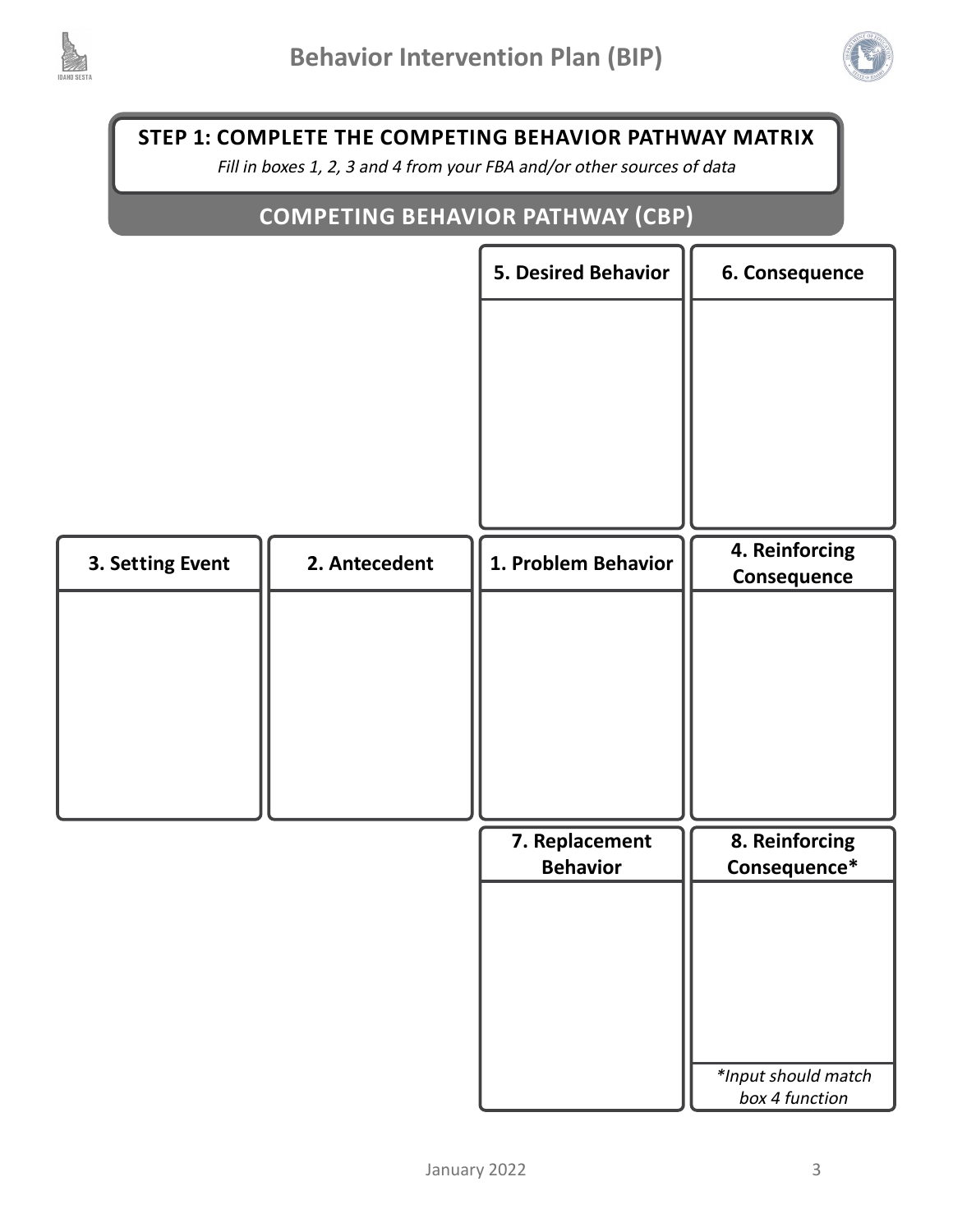## STEP 1: COMPLETE THE COMPETING BEHAVIOR PATHWAY MATRIX

*Fill in boxes 1, 2, 3 and 4 from your FBA and/or other sources of data*

### COMPETING BEHAVIOR PATHWAY (CBP)

| | | 5. Desired Behavior | 6. Consequence |
|---|---|---|---|
| | | | |
| **3. Setting Event** | **2. Antecedent** | **1. Problem Behavior** | **4. Reinforcing Consequence** |
| | | | |
| | | **7. Replacement Behavior** | **8. Reinforcing Consequence*** |
| | | | |
| | | | *\*Input should match box 4 function* |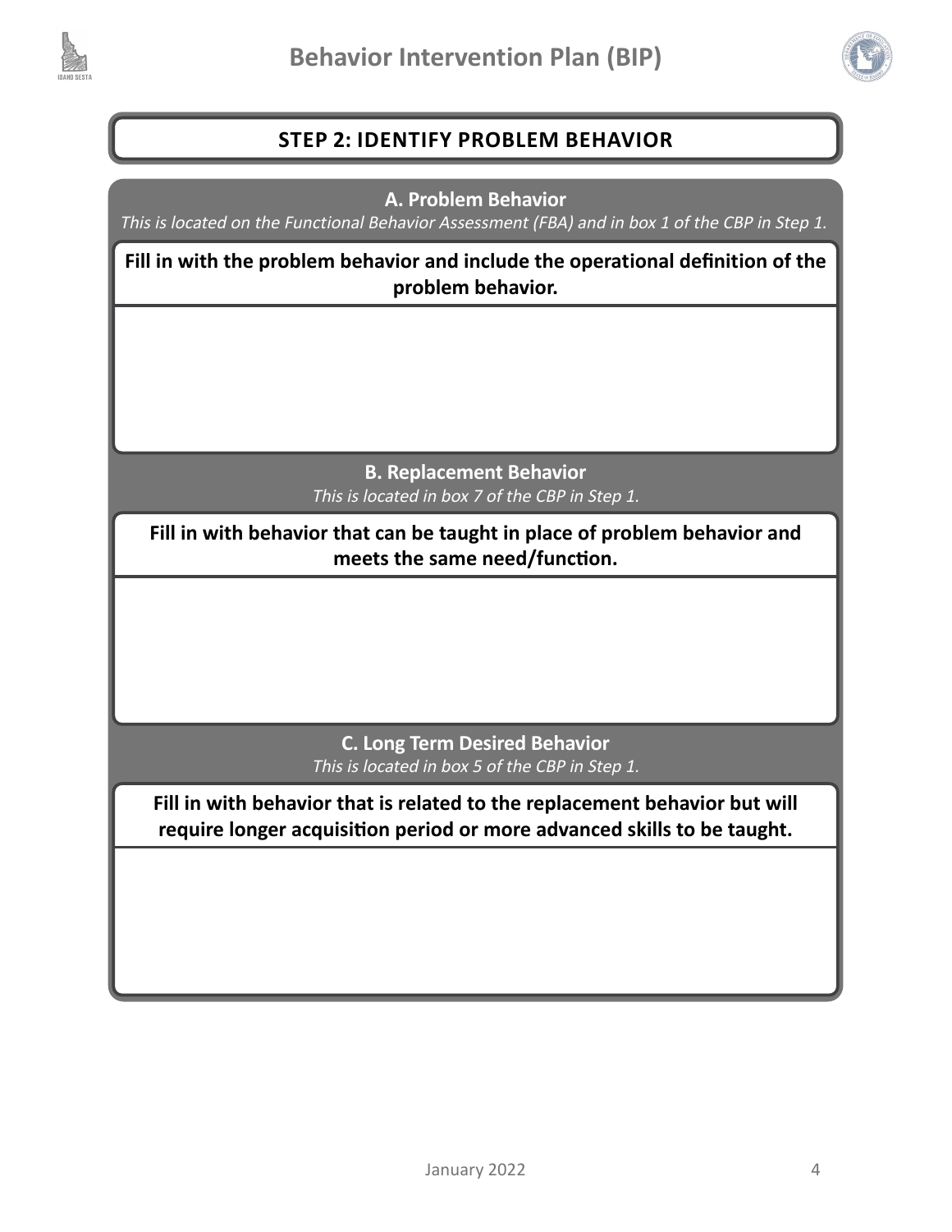## STEP 2: IDENTIFY PROBLEM BEHAVIOR

### A. Problem Behavior

*This is located on the Functional Behavior Assessment (FBA) and in box 1 of the CBP in Step 1.*

**Fill in with the problem behavior and include the operational definition of the problem behavior.**

### B. Replacement Behavior

*This is located in box 7 of the CBP in Step 1.*

**Fill in with behavior that can be taught in place of problem behavior and meets the same need/function.**

### C. Long Term Desired Behavior

*This is located in box 5 of the CBP in Step 1.*

**Fill in with behavior that is related to the replacement behavior but will require longer acquisition period or more advanced skills to be taught.**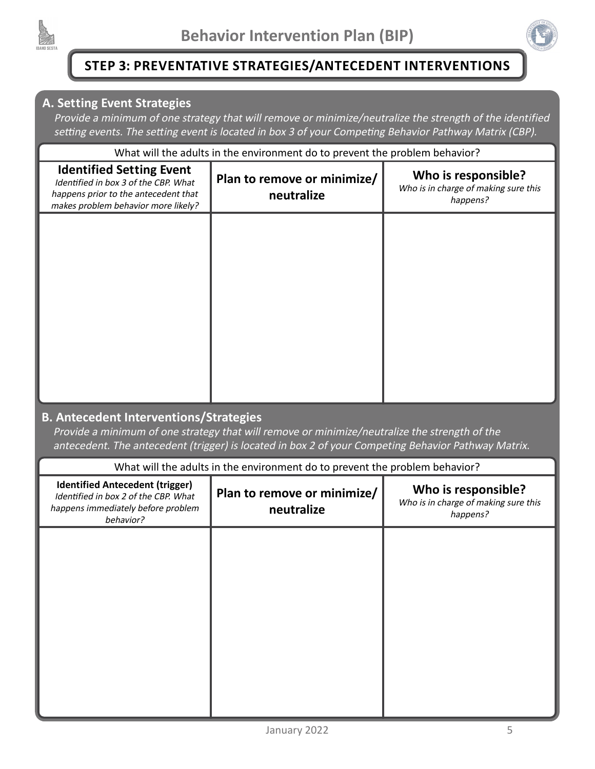# Behavior Intervention Plan (BIP)

## STEP 3: PREVENTATIVE STRATEGIES/ANTECEDENT INTERVENTIONS

### A. Setting Event Strategies

*Provide a minimum of one strategy that will remove or minimize/neutralize the strength of the identified setting events. The setting event is located in box 3 of your Competing Behavior Pathway Matrix (CBP).*

What will the adults in the environment do to prevent the problem behavior?

| **Identified Setting Event** *Identified in box 3 of the CBP. What happens prior to the antecedent that makes problem behavior more likely?* | **Plan to remove or minimize/ neutralize** | **Who is responsible?** *Who is in charge of making sure this happens?* |
|---|---|---|
| | | |

### B. Antecedent Interventions/Strategies

*Provide a minimum of one strategy that will remove or minimize/neutralize the strength of the antecedent. The antecedent (trigger) is located in box 2 of your Competing Behavior Pathway Matrix.*

What will the adults in the environment do to prevent the problem behavior?

| **Identified Antecedent (trigger)** *Identified in box 2 of the CBP. What happens immediately before problem behavior?* | **Plan to remove or minimize/ neutralize** | **Who is responsible?** *Who is in charge of making sure this happens?* |
|---|---|---|
| | | |

January 2022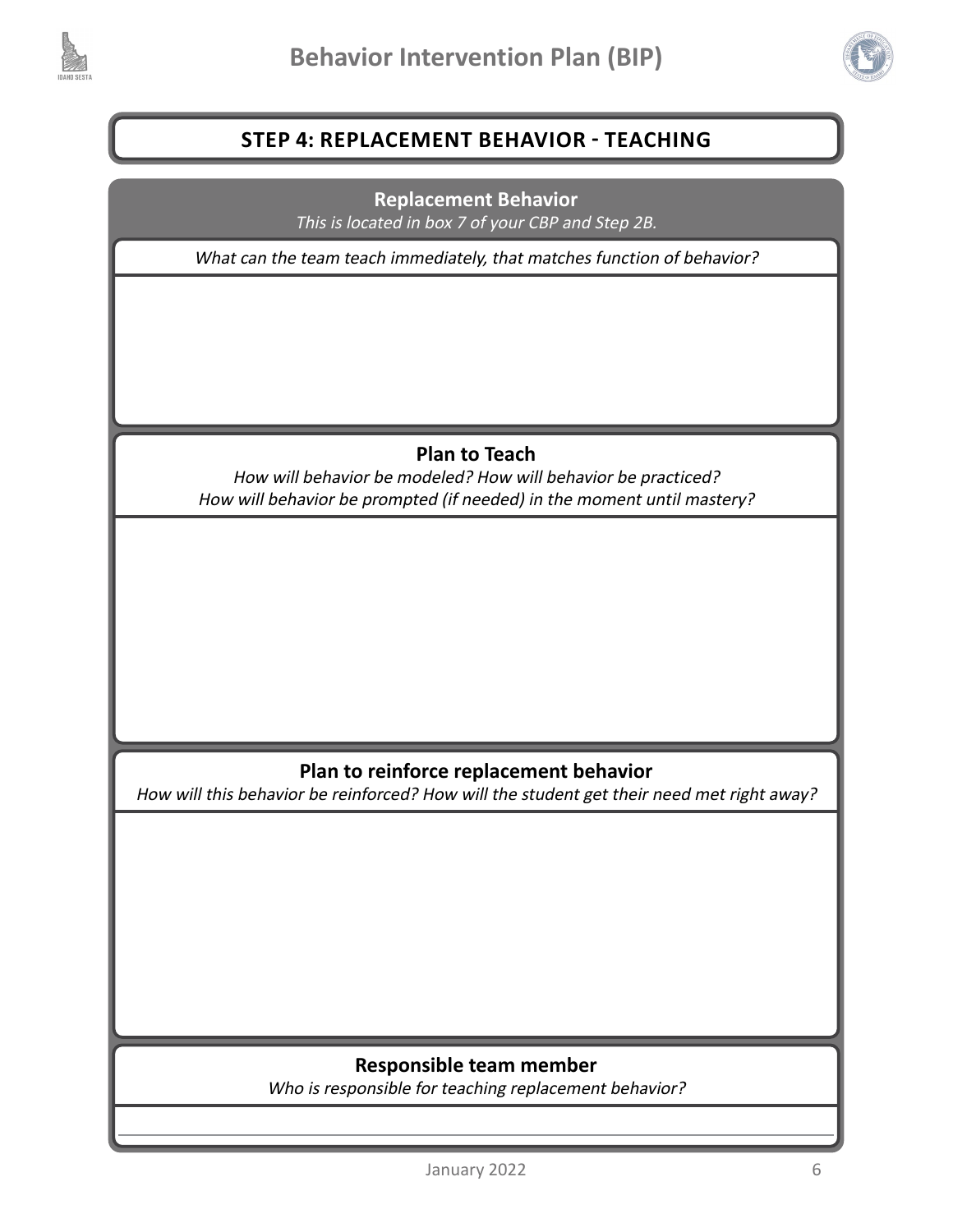# STEP 4: REPLACEMENT BEHAVIOR - TEACHING

## Replacement Behavior

*This is located in box 7 of your CBP and Step 2B.*

*What can the team teach immediately, that matches function of behavior?*

## Plan to Teach

*How will behavior be modeled? How will behavior be practiced?*
*How will behavior be prompted (if needed) in the moment until mastery?*

## Plan to reinforce replacement behavior

*How will this behavior be reinforced? How will the student get their need met right away?*

## Responsible team member

*Who is responsible for teaching replacement behavior?*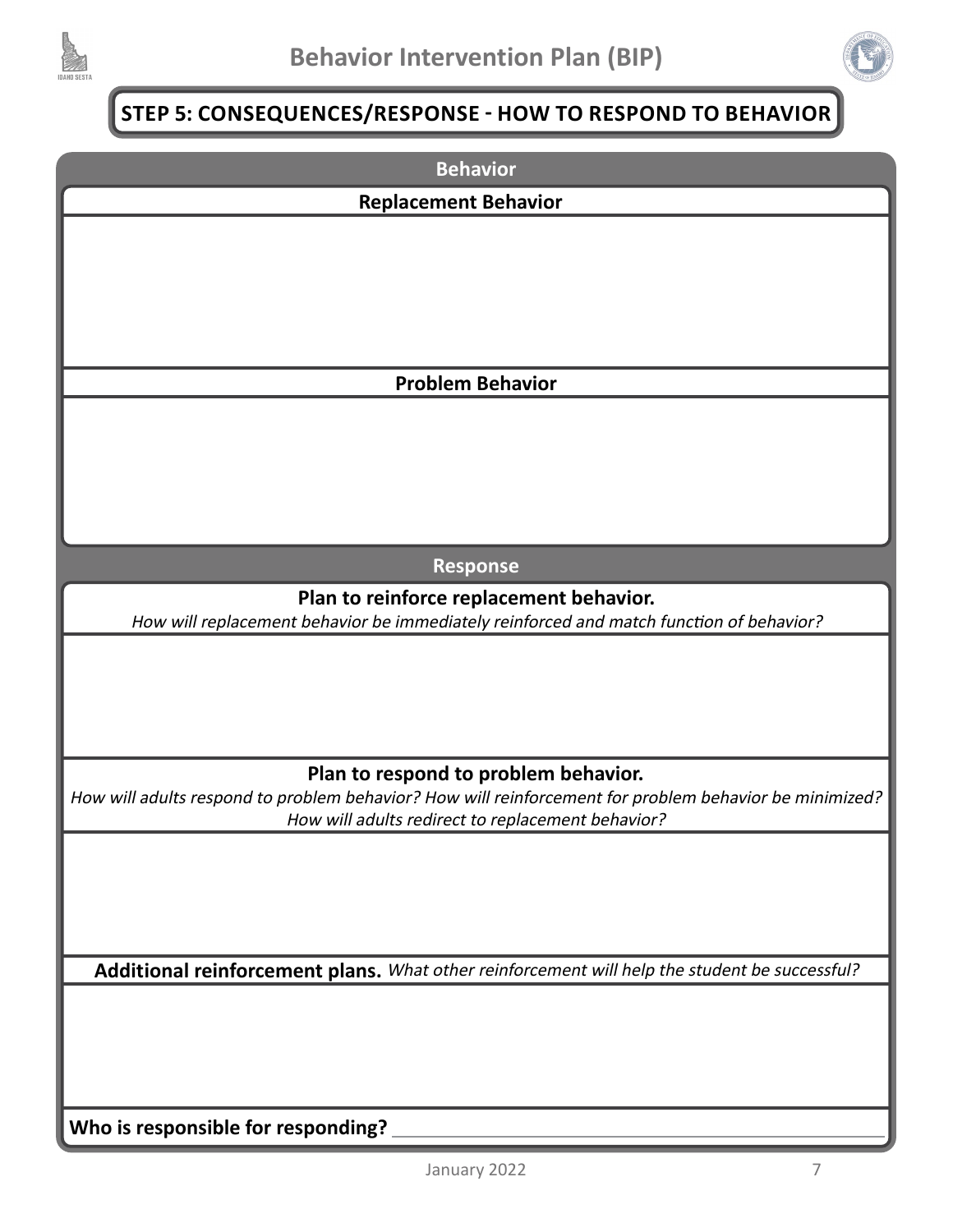# Behavior Intervention Plan (BIP)

## STEP 5: CONSEQUENCES/RESPONSE - HOW TO RESPOND TO BEHAVIOR

### Behavior

**Replacement Behavior**

**Problem Behavior**

### Response

**Plan to reinforce replacement behavior.**

*How will replacement behavior be immediately reinforced and match function of behavior?*

**Plan to respond to problem behavior.**

*How will adults respond to problem behavior? How will reinforcement for problem behavior be minimized? How will adults redirect to replacement behavior?*

**Additional reinforcement plans.** *What other reinforcement will help the student be successful?*

**Who is responsible for responding?** ______________________________

January 2022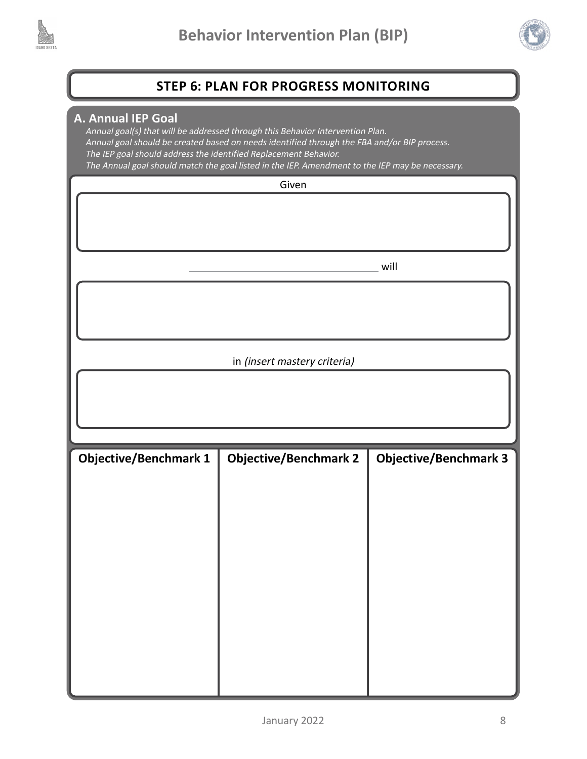## STEP 6: PLAN FOR PROGRESS MONITORING

### A. Annual IEP Goal

*Annual goal(s) that will be addressed through this Behavior Intervention Plan.*
*Annual goal should be created based on needs identified through the FBA and/or BIP process.*
*The IEP goal should address the identified Replacement Behavior.*
*The Annual goal should match the goal listed in the IEP. Amendment to the IEP may be necessary.*

Given

______________________________ will

in *(insert mastery criteria)*

| Objective/Benchmark 1 | Objective/Benchmark 2 | Objective/Benchmark 3 |
|---|---|---|
| | | |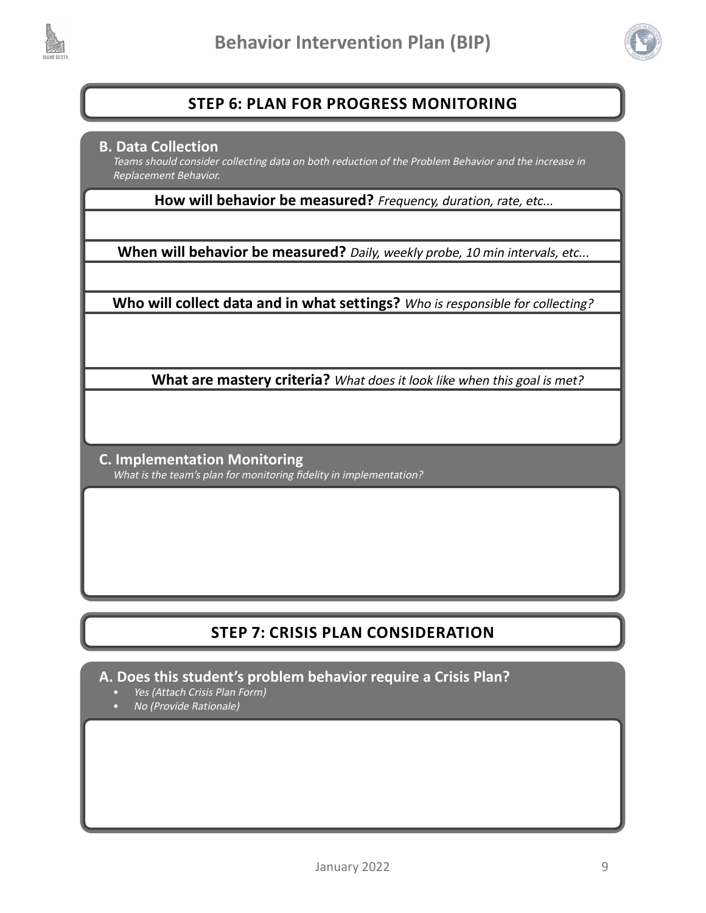## STEP 6: PLAN FOR PROGRESS MONITORING

### B. Data Collection

*Teams should consider collecting data on both reduction of the Problem Behavior and the increase in Replacement Behavior.*

**How will behavior be measured?** *Frequency, duration, rate, etc...*

**When will behavior be measured?** *Daily, weekly probe, 10 min intervals, etc...*

**Who will collect data and in what settings?** *Who is responsible for collecting?*

**What are mastery criteria?** *What does it look like when this goal is met?*

### C. Implementation Monitoring

*What is the team's plan for monitoring fidelity in implementation?*

## STEP 7: CRISIS PLAN CONSIDERATION

### A. Does this student's problem behavior require a Crisis Plan?

- *Yes (Attach Crisis Plan Form)*
- *No (Provide Rationale)*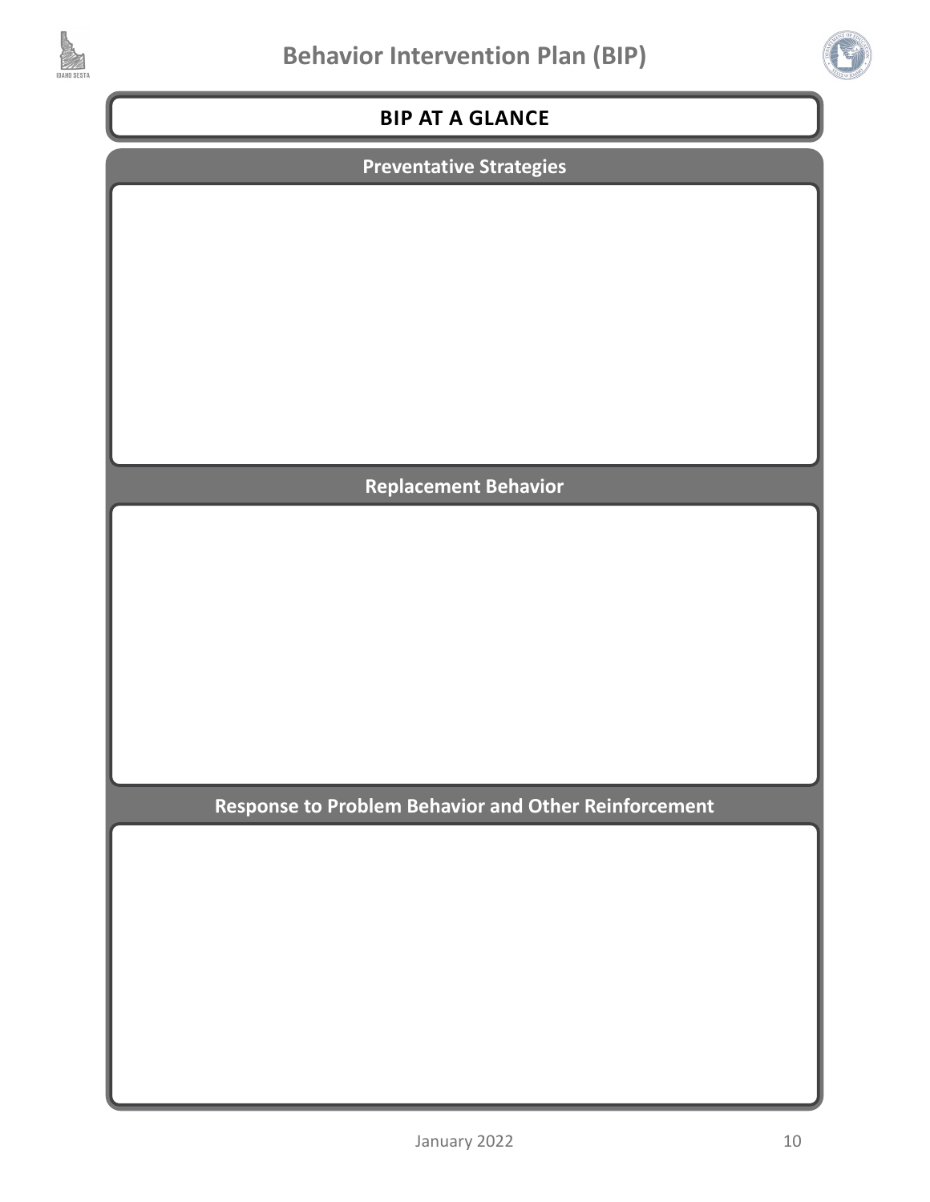# BIP AT A GLANCE

## Preventative Strategies

## Replacement Behavior

## Response to Problem Behavior and Other Reinforcement